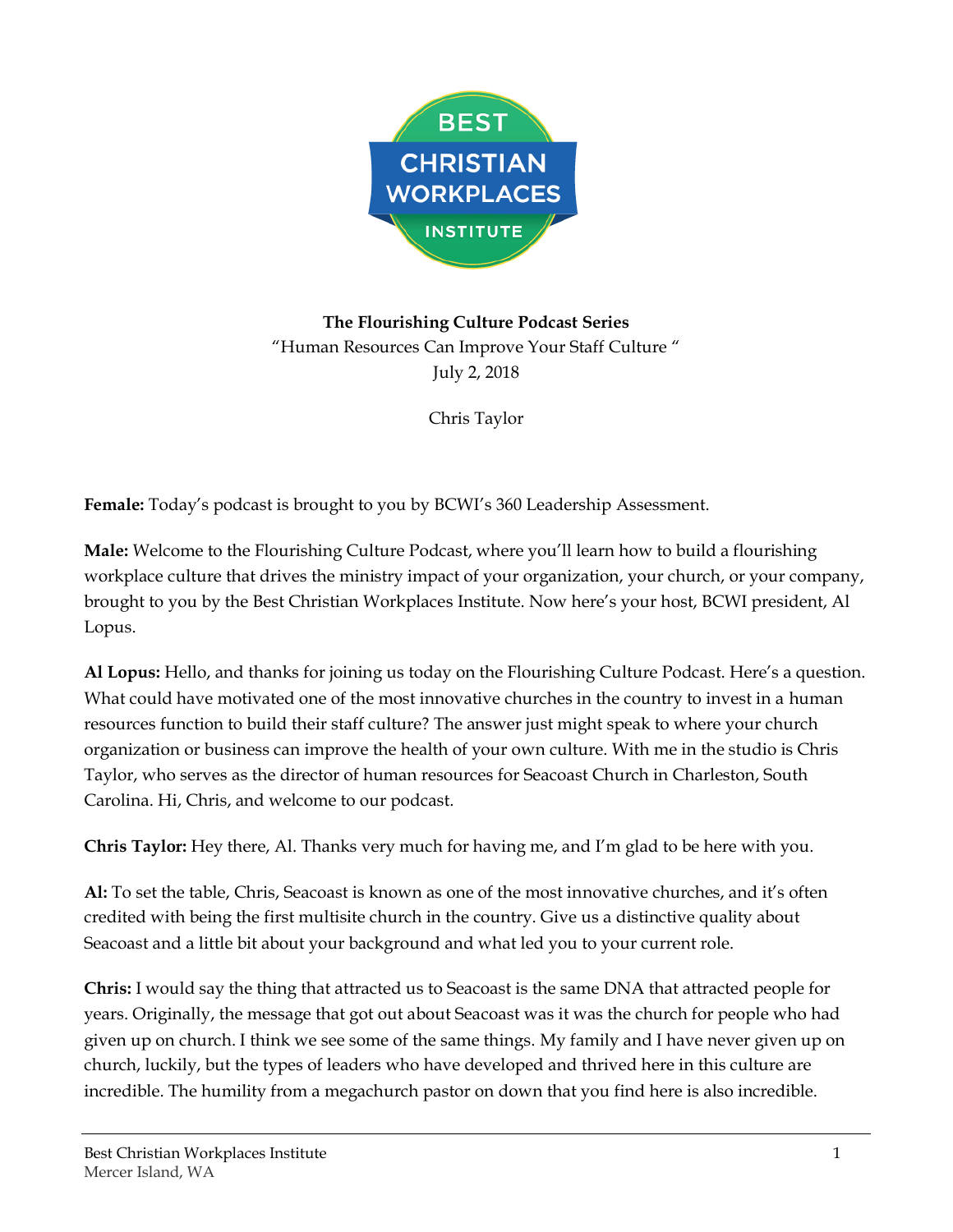**The Flourishing Culture Podcast Series**

"Human Resources Can Improve Your Staff Culture "

July 2, 2018

Chris Taylor

**Female:** Today's podcast is brought to you by BCWI's 360 Leadership Assessment.

**Male:** Welcome to the Flourishing Culture Podcast, where you'll learn how to build a flourishing workplace culture that drives the ministry impact of your organization, your church, or your company, brought to you by the Best Christian Workplaces Institute. Now here's your host, BCWI president, Al Lopus.

**Al Lopus:** Hello, and thanks for joining us today on the Flourishing Culture Podcast. Here's a question. What could have motivated one of the most innovative churches in the country to invest in a human resources function to build their staff culture? The answer just might speak to where your church organization or business can improve the health of your own culture. With me in the studio is Chris Taylor, who serves as the director of human resources for Seacoast Church in Charleston, South Carolina. Hi, Chris, and welcome to our podcast.

**Chris Taylor:** Hey there, Al. Thanks very much for having me, and I'm glad to be here with you.

**Al:** To set the table, Chris, Seacoast is known as one of the most innovative churches, and it's often credited with being the first multisite church in the country. Give us a distinctive quality about Seacoast and a little bit about your background and what led you to your current role.

**Chris:** I would say the thing that attracted us to Seacoast is the same DNA that attracted people for years. Originally, the message that got out about Seacoast was it was the church for people who had given up on church. I think we see some of the same things. My family and I have never given up on church, luckily, but the types of leaders who have developed and thrived here in this culture are incredible. The humility from a megachurch pastor on down that you find here is also incredible.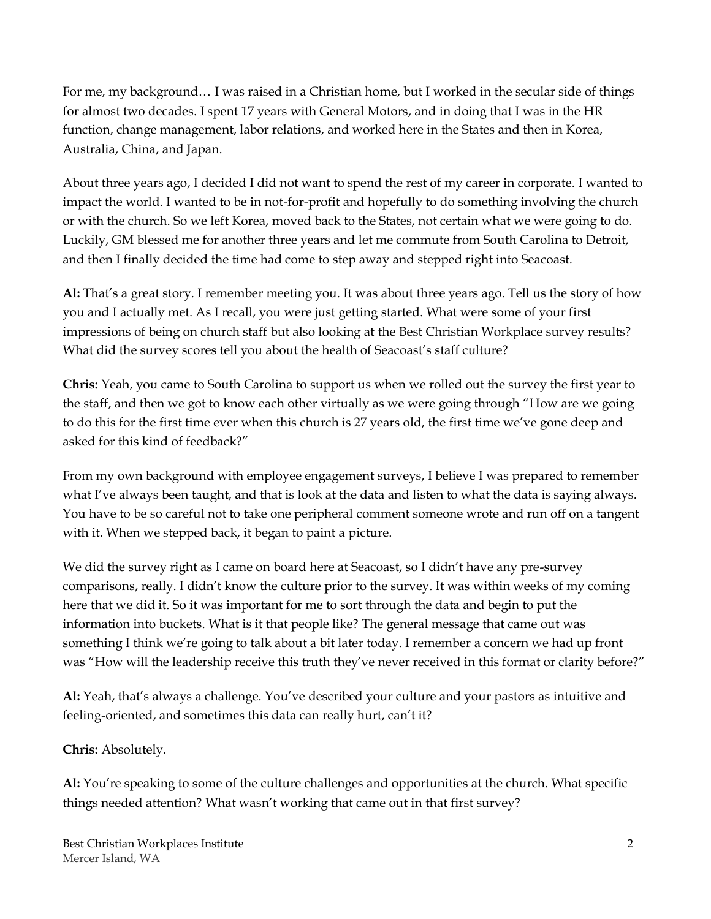For me, my background… I was raised in a Christian home, but I worked in the secular side of things for almost two decades. I spent 17 years with General Motors, and in doing that I was in the HR function, change management, labor relations, and worked here in the States and then in Korea, Australia, China, and Japan.

About three years ago, I decided I did not want to spend the rest of my career in corporate. I wanted to impact the world. I wanted to be in not-for-profit and hopefully to do something involving the church or with the church. So we left Korea, moved back to the States, not certain what we were going to do. Luckily, GM blessed me for another three years and let me commute from South Carolina to Detroit, and then I finally decided the time had come to step away and stepped right into Seacoast.

**Al:** That's a great story. I remember meeting you. It was about three years ago. Tell us the story of how you and I actually met. As I recall, you were just getting started. What were some of your first impressions of being on church staff but also looking at the Best Christian Workplace survey results? What did the survey scores tell you about the health of Seacoast's staff culture?

**Chris:** Yeah, you came to South Carolina to support us when we rolled out the survey the first year to the staff, and then we got to know each other virtually as we were going through "How are we going to do this for the first time ever when this church is 27 years old, the first time we've gone deep and asked for this kind of feedback?"

From my own background with employee engagement surveys, I believe I was prepared to remember what I've always been taught, and that is look at the data and listen to what the data is saying always. You have to be so careful not to take one peripheral comment someone wrote and run off on a tangent with it. When we stepped back, it began to paint a picture.

We did the survey right as I came on board here at Seacoast, so I didn't have any pre-survey comparisons, really. I didn't know the culture prior to the survey. It was within weeks of my coming here that we did it. So it was important for me to sort through the data and begin to put the information into buckets. What is it that people like? The general message that came out was something I think we're going to talk about a bit later today. I remember a concern we had up front was "How will the leadership receive this truth they've never received in this format or clarity before?"

**Al:** Yeah, that's always a challenge. You've described your culture and your pastors as intuitive and feeling-oriented, and sometimes this data can really hurt, can't it?

**Chris:** Absolutely.

**Al:** You're speaking to some of the culture challenges and opportunities at the church. What specific things needed attention? What wasn't working that came out in that first survey?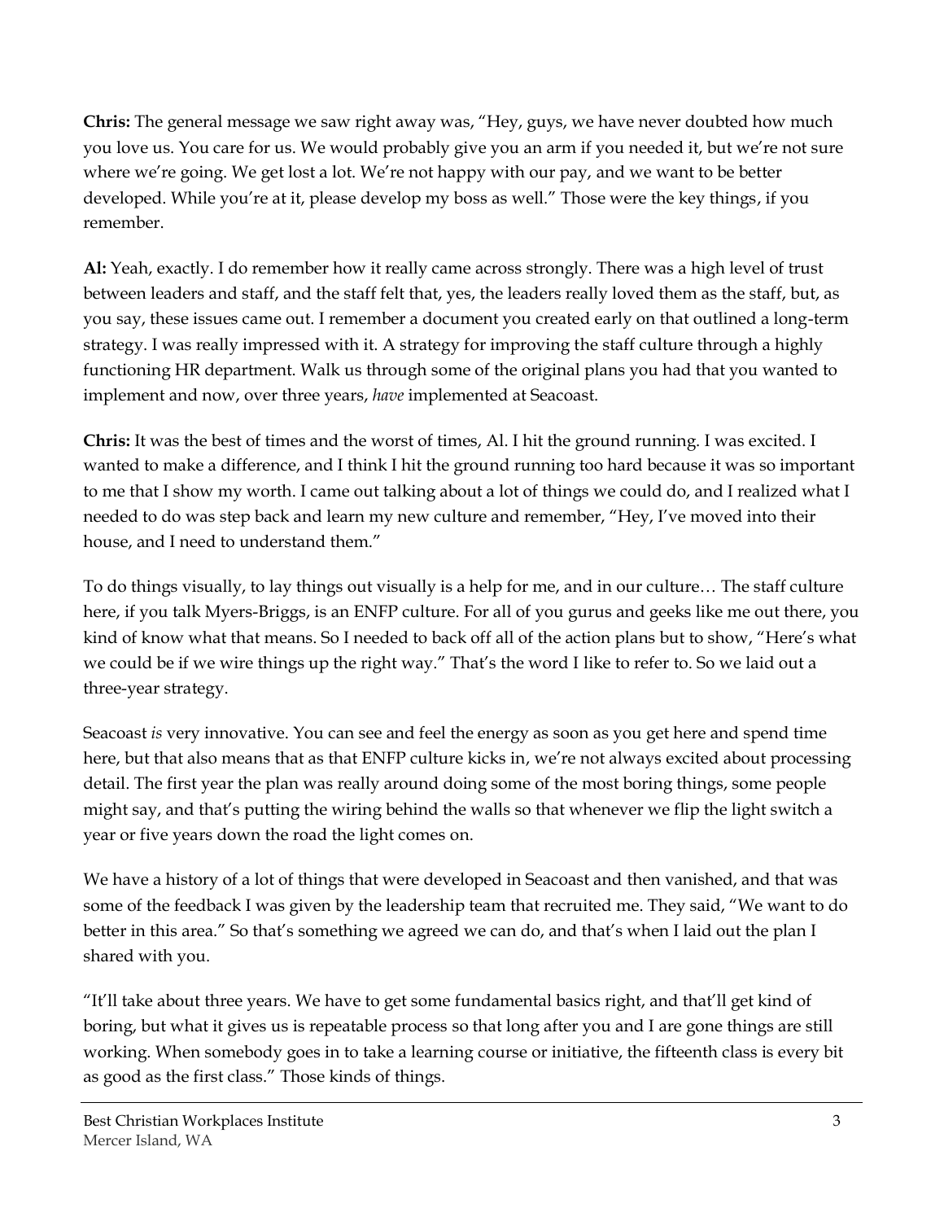**Chris:** The general message we saw right away was, "Hey, guys, we have never doubted how much you love us. You care for us. We would probably give you an arm if you needed it, but we're not sure where we're going. We get lost a lot. We're not happy with our pay, and we want to be better developed. While you're at it, please develop my boss as well." Those were the key things, if you remember.

**Al:** Yeah, exactly. I do remember how it really came across strongly. There was a high level of trust between leaders and staff, and the staff felt that, yes, the leaders really loved them as the staff, but, as you say, these issues came out. I remember a document you created early on that outlined a long-term strategy. I was really impressed with it. A strategy for improving the staff culture through a highly functioning HR department. Walk us through some of the original plans you had that you wanted to implement and now, over three years, *have* implemented at Seacoast.

**Chris:** It was the best of times and the worst of times, Al. I hit the ground running. I was excited. I wanted to make a difference, and I think I hit the ground running too hard because it was so important to me that I show my worth. I came out talking about a lot of things we could do, and I realized what I needed to do was step back and learn my new culture and remember, "Hey, I've moved into their house, and I need to understand them."

To do things visually, to lay things out visually is a help for me, and in our culture… The staff culture here, if you talk Myers-Briggs, is an ENFP culture. For all of you gurus and geeks like me out there, you kind of know what that means. So I needed to back off all of the action plans but to show, "Here's what we could be if we wire things up the right way." That's the word I like to refer to. So we laid out a three-year strategy.

Seacoast *is* very innovative. You can see and feel the energy as soon as you get here and spend time here, but that also means that as that ENFP culture kicks in, we're not always excited about processing detail. The first year the plan was really around doing some of the most boring things, some people might say, and that's putting the wiring behind the walls so that whenever we flip the light switch a year or five years down the road the light comes on.

We have a history of a lot of things that were developed in Seacoast and then vanished, and that was some of the feedback I was given by the leadership team that recruited me. They said, "We want to do better in this area." So that's something we agreed we can do, and that's when I laid out the plan I shared with you.

"It'll take about three years. We have to get some fundamental basics right, and that'll get kind of boring, but what it gives us is repeatable process so that long after you and I are gone things are still working. When somebody goes in to take a learning course or initiative, the fifteenth class is every bit as good as the first class." Those kinds of things.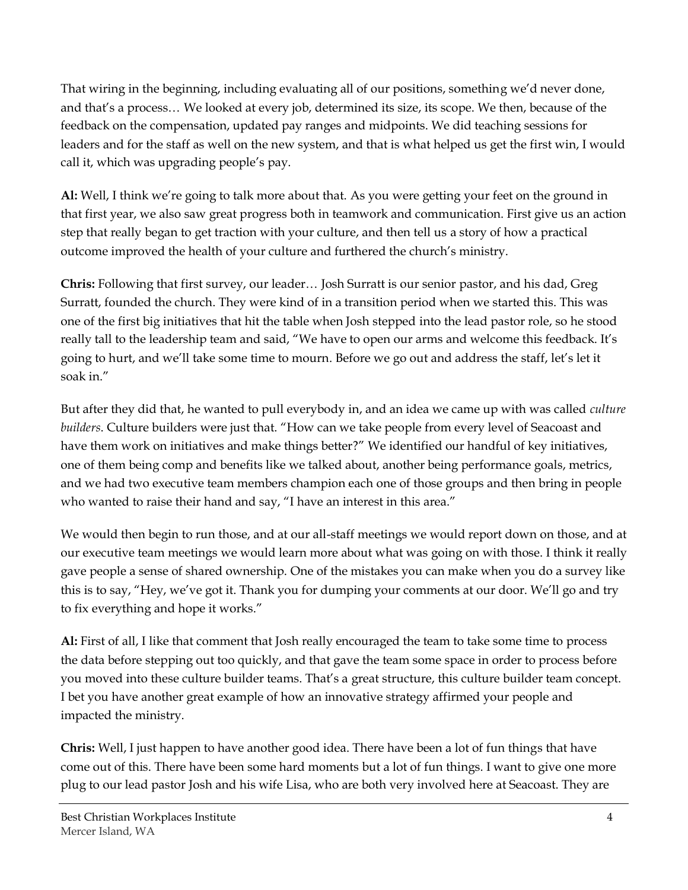That wiring in the beginning, including evaluating all of our positions, something we'd never done, and that's a process… We looked at every job, determined its size, its scope. We then, because of the feedback on the compensation, updated pay ranges and midpoints. We did teaching sessions for leaders and for the staff as well on the new system, and that is what helped us get the first win, I would call it, which was upgrading people's pay.

**Al:** Well, I think we're going to talk more about that. As you were getting your feet on the ground in that first year, we also saw great progress both in teamwork and communication. First give us an action step that really began to get traction with your culture, and then tell us a story of how a practical outcome improved the health of your culture and furthered the church's ministry.

**Chris:** Following that first survey, our leader… Josh Surratt is our senior pastor, and his dad, Greg Surratt, founded the church. They were kind of in a transition period when we started this. This was one of the first big initiatives that hit the table when Josh stepped into the lead pastor role, so he stood really tall to the leadership team and said, "We have to open our arms and welcome this feedback. It's going to hurt, and we'll take some time to mourn. Before we go out and address the staff, let's let it soak in."

But after they did that, he wanted to pull everybody in, and an idea we came up with was called *culture builders*. Culture builders were just that. "How can we take people from every level of Seacoast and have them work on initiatives and make things better?" We identified our handful of key initiatives, one of them being comp and benefits like we talked about, another being performance goals, metrics, and we had two executive team members champion each one of those groups and then bring in people who wanted to raise their hand and say, "I have an interest in this area."

We would then begin to run those, and at our all-staff meetings we would report down on those, and at our executive team meetings we would learn more about what was going on with those. I think it really gave people a sense of shared ownership. One of the mistakes you can make when you do a survey like this is to say, "Hey, we've got it. Thank you for dumping your comments at our door. We'll go and try to fix everything and hope it works."

**Al:** First of all, I like that comment that Josh really encouraged the team to take some time to process the data before stepping out too quickly, and that gave the team some space in order to process before you moved into these culture builder teams. That's a great structure, this culture builder team concept. I bet you have another great example of how an innovative strategy affirmed your people and impacted the ministry.

**Chris:** Well, I just happen to have another good idea. There have been a lot of fun things that have come out of this. There have been some hard moments but a lot of fun things. I want to give one more plug to our lead pastor Josh and his wife Lisa, who are both very involved here at Seacoast. They are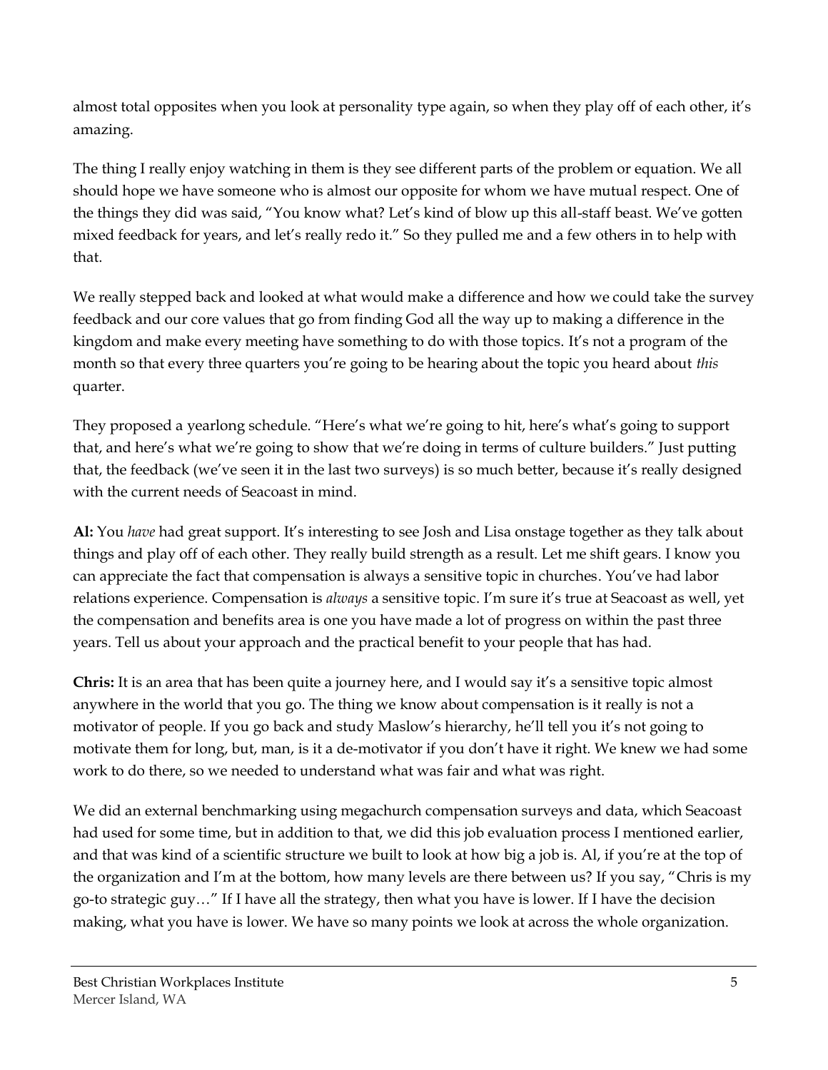almost total opposites when you look at personality type again, so when they play off of each other, it's amazing.

The thing I really enjoy watching in them is they see different parts of the problem or equation. We all should hope we have someone who is almost our opposite for whom we have mutual respect. One of the things they did was said, "You know what? Let's kind of blow up this all-staff beast. We've gotten mixed feedback for years, and let's really redo it." So they pulled me and a few others in to help with that.

We really stepped back and looked at what would make a difference and how we could take the survey feedback and our core values that go from finding God all the way up to making a difference in the kingdom and make every meeting have something to do with those topics. It's not a program of the month so that every three quarters you're going to be hearing about the topic you heard about *this* quarter.

They proposed a yearlong schedule. "Here's what we're going to hit, here's what's going to support that, and here's what we're going to show that we're doing in terms of culture builders." Just putting that, the feedback (we've seen it in the last two surveys) is so much better, because it's really designed with the current needs of Seacoast in mind.

**Al:** You *have* had great support. It's interesting to see Josh and Lisa onstage together as they talk about things and play off of each other. They really build strength as a result. Let me shift gears. I know you can appreciate the fact that compensation is always a sensitive topic in churches. You've had labor relations experience. Compensation is *always* a sensitive topic. I'm sure it's true at Seacoast as well, yet the compensation and benefits area is one you have made a lot of progress on within the past three years. Tell us about your approach and the practical benefit to your people that has had.

**Chris:** It is an area that has been quite a journey here, and I would say it's a sensitive topic almost anywhere in the world that you go. The thing we know about compensation is it really is not a motivator of people. If you go back and study Maslow's hierarchy, he'll tell you it's not going to motivate them for long, but, man, is it a de-motivator if you don't have it right. We knew we had some work to do there, so we needed to understand what was fair and what was right.

We did an external benchmarking using megachurch compensation surveys and data, which Seacoast had used for some time, but in addition to that, we did this job evaluation process I mentioned earlier, and that was kind of a scientific structure we built to look at how big a job is. Al, if you're at the top of the organization and I'm at the bottom, how many levels are there between us? If you say, "Chris is my go-to strategic guy…" If I have all the strategy, then what you have is lower. If I have the decision making, what you have is lower. We have so many points we look at across the whole organization.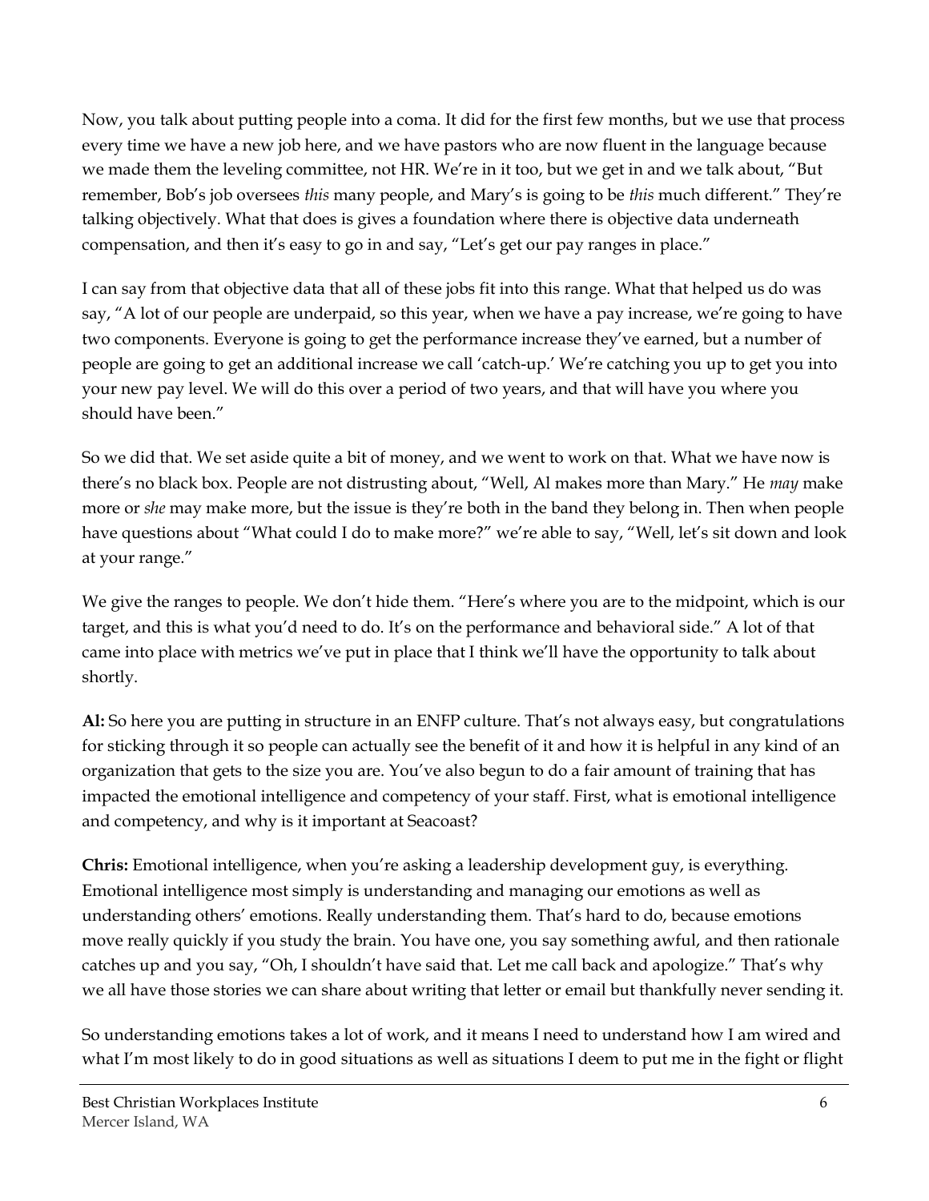Now, you talk about putting people into a coma. It did for the first few months, but we use that process every time we have a new job here, and we have pastors who are now fluent in the language because we made them the leveling committee, not HR. We're in it too, but we get in and we talk about, "But remember, Bob's job oversees *this* many people, and Mary's is going to be *this* much different." They're talking objectively. What that does is gives a foundation where there is objective data underneath compensation, and then it's easy to go in and say, "Let's get our pay ranges in place."

I can say from that objective data that all of these jobs fit into this range. What that helped us do was say, "A lot of our people are underpaid, so this year, when we have a pay increase, we're going to have two components. Everyone is going to get the performance increase they've earned, but a number of people are going to get an additional increase we call 'catch-up.' We're catching you up to get you into your new pay level. We will do this over a period of two years, and that will have you where you should have been."

So we did that. We set aside quite a bit of money, and we went to work on that. What we have now is there's no black box. People are not distrusting about, "Well, Al makes more than Mary." He *may* make more or *she* may make more, but the issue is they're both in the band they belong in. Then when people have questions about "What could I do to make more?" we're able to say, "Well, let's sit down and look at your range."

We give the ranges to people. We don't hide them. "Here's where you are to the midpoint, which is our target, and this is what you'd need to do. It's on the performance and behavioral side." A lot of that came into place with metrics we've put in place that I think we'll have the opportunity to talk about shortly.

**Al:** So here you are putting in structure in an ENFP culture. That's not always easy, but congratulations for sticking through it so people can actually see the benefit of it and how it is helpful in any kind of an organization that gets to the size you are. You've also begun to do a fair amount of training that has impacted the emotional intelligence and competency of your staff. First, what is emotional intelligence and competency, and why is it important at Seacoast?

**Chris:** Emotional intelligence, when you're asking a leadership development guy, is everything. Emotional intelligence most simply is understanding and managing our emotions as well as understanding others' emotions. Really understanding them. That's hard to do, because emotions move really quickly if you study the brain. You have one, you say something awful, and then rationale catches up and you say, "Oh, I shouldn't have said that. Let me call back and apologize." That's why we all have those stories we can share about writing that letter or email but thankfully never sending it.

So understanding emotions takes a lot of work, and it means I need to understand how I am wired and what I'm most likely to do in good situations as well as situations I deem to put me in the fight or flight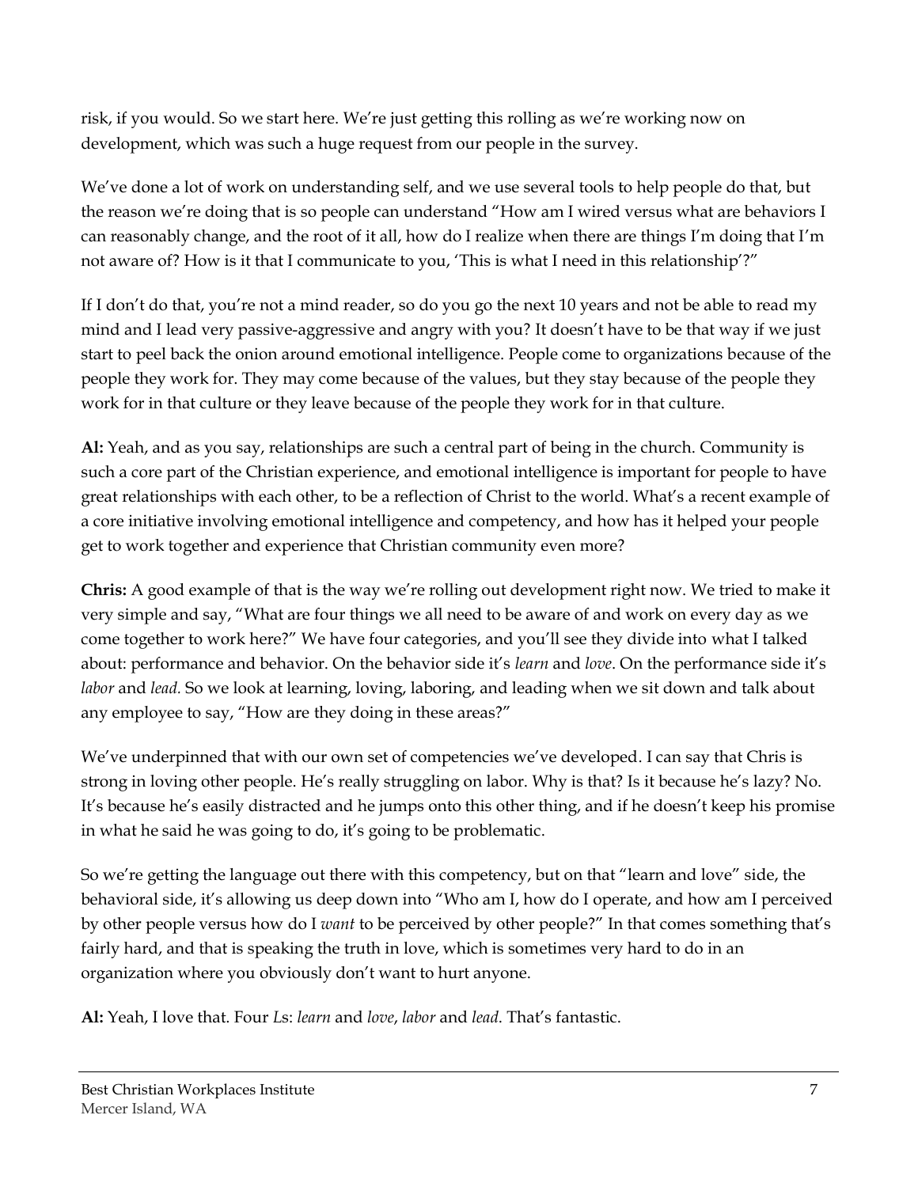risk, if you would. So we start here. We're just getting this rolling as we're working now on development, which was such a huge request from our people in the survey.

We've done a lot of work on understanding self, and we use several tools to help people do that, but the reason we're doing that is so people can understand "How am I wired versus what are behaviors I can reasonably change, and the root of it all, how do I realize when there are things I'm doing that I'm not aware of? How is it that I communicate to you, 'This is what I need in this relationship'?"

If I don't do that, you're not a mind reader, so do you go the next 10 years and not be able to read my mind and I lead very passive-aggressive and angry with you? It doesn't have to be that way if we just start to peel back the onion around emotional intelligence. People come to organizations because of the people they work for. They may come because of the values, but they stay because of the people they work for in that culture or they leave because of the people they work for in that culture.

**Al:** Yeah, and as you say, relationships are such a central part of being in the church. Community is such a core part of the Christian experience, and emotional intelligence is important for people to have great relationships with each other, to be a reflection of Christ to the world. What's a recent example of a core initiative involving emotional intelligence and competency, and how has it helped your people get to work together and experience that Christian community even more?

**Chris:** A good example of that is the way we're rolling out development right now. We tried to make it very simple and say, "What are four things we all need to be aware of and work on every day as we come together to work here?" We have four categories, and you'll see they divide into what I talked about: performance and behavior. On the behavior side it's *learn* and *love*. On the performance side it's *labor* and *lead.* So we look at learning, loving, laboring, and leading when we sit down and talk about any employee to say, "How are they doing in these areas?"

We've underpinned that with our own set of competencies we've developed. I can say that Chris is strong in loving other people. He's really struggling on labor. Why is that? Is it because he's lazy? No. It's because he's easily distracted and he jumps onto this other thing, and if he doesn't keep his promise in what he said he was going to do, it's going to be problematic.

So we're getting the language out there with this competency, but on that "learn and love" side, the behavioral side, it's allowing us deep down into "Who am I, how do I operate, and how am I perceived by other people versus how do I *want* to be perceived by other people?" In that comes something that's fairly hard, and that is speaking the truth in love, which is sometimes very hard to do in an organization where you obviously don't want to hurt anyone.

**Al:** Yeah, I love that. Four *L*s: *learn* and *love*, *labor* and *lead*. That's fantastic.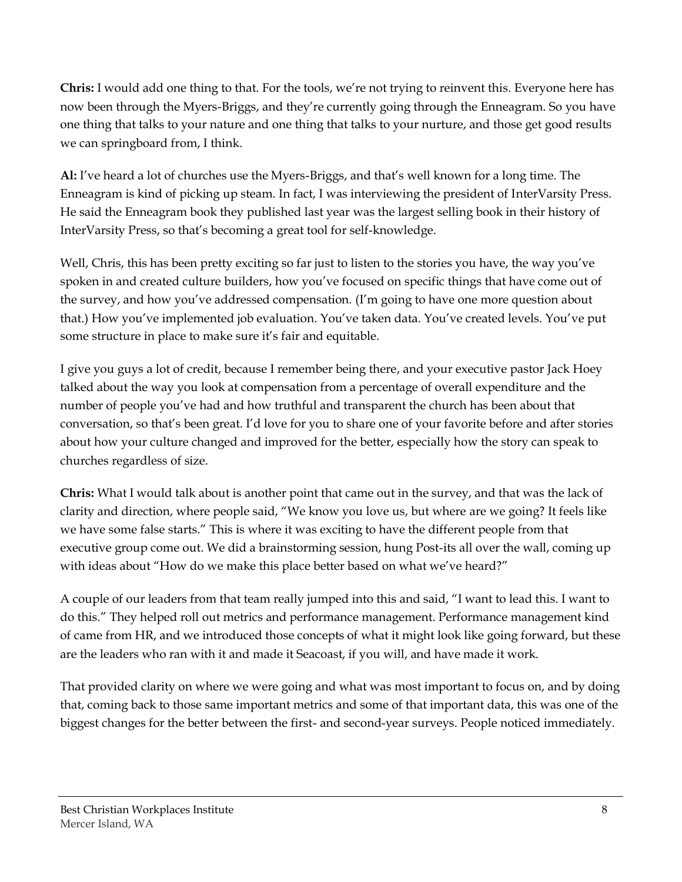**Chris:** I would add one thing to that. For the tools, we're not trying to reinvent this. Everyone here has now been through the Myers-Briggs, and they're currently going through the Enneagram. So you have one thing that talks to your nature and one thing that talks to your nurture, and those get good results we can springboard from, I think.

**Al:** I've heard a lot of churches use the Myers-Briggs, and that's well known for a long time. The Enneagram is kind of picking up steam. In fact, I was interviewing the president of InterVarsity Press. He said the Enneagram book they published last year was the largest selling book in their history of InterVarsity Press, so that's becoming a great tool for self-knowledge.

Well, Chris, this has been pretty exciting so far just to listen to the stories you have, the way you've spoken in and created culture builders, how you've focused on specific things that have come out of the survey, and how you've addressed compensation. (I'm going to have one more question about that.) How you've implemented job evaluation. You've taken data. You've created levels. You've put some structure in place to make sure it's fair and equitable.

I give you guys a lot of credit, because I remember being there, and your executive pastor Jack Hoey talked about the way you look at compensation from a percentage of overall expenditure and the number of people you've had and how truthful and transparent the church has been about that conversation, so that's been great. I'd love for you to share one of your favorite before and after stories about how your culture changed and improved for the better, especially how the story can speak to churches regardless of size.

**Chris:** What I would talk about is another point that came out in the survey, and that was the lack of clarity and direction, where people said, "We know you love us, but where are we going? It feels like we have some false starts." This is where it was exciting to have the different people from that executive group come out. We did a brainstorming session, hung Post-its all over the wall, coming up with ideas about "How do we make this place better based on what we've heard?"

A couple of our leaders from that team really jumped into this and said, "I want to lead this. I want to do this." They helped roll out metrics and performance management. Performance management kind of came from HR, and we introduced those concepts of what it might look like going forward, but these are the leaders who ran with it and made it Seacoast, if you will, and have made it work.

That provided clarity on where we were going and what was most important to focus on, and by doing that, coming back to those same important metrics and some of that important data, this was one of the biggest changes for the better between the first- and second-year surveys. People noticed immediately.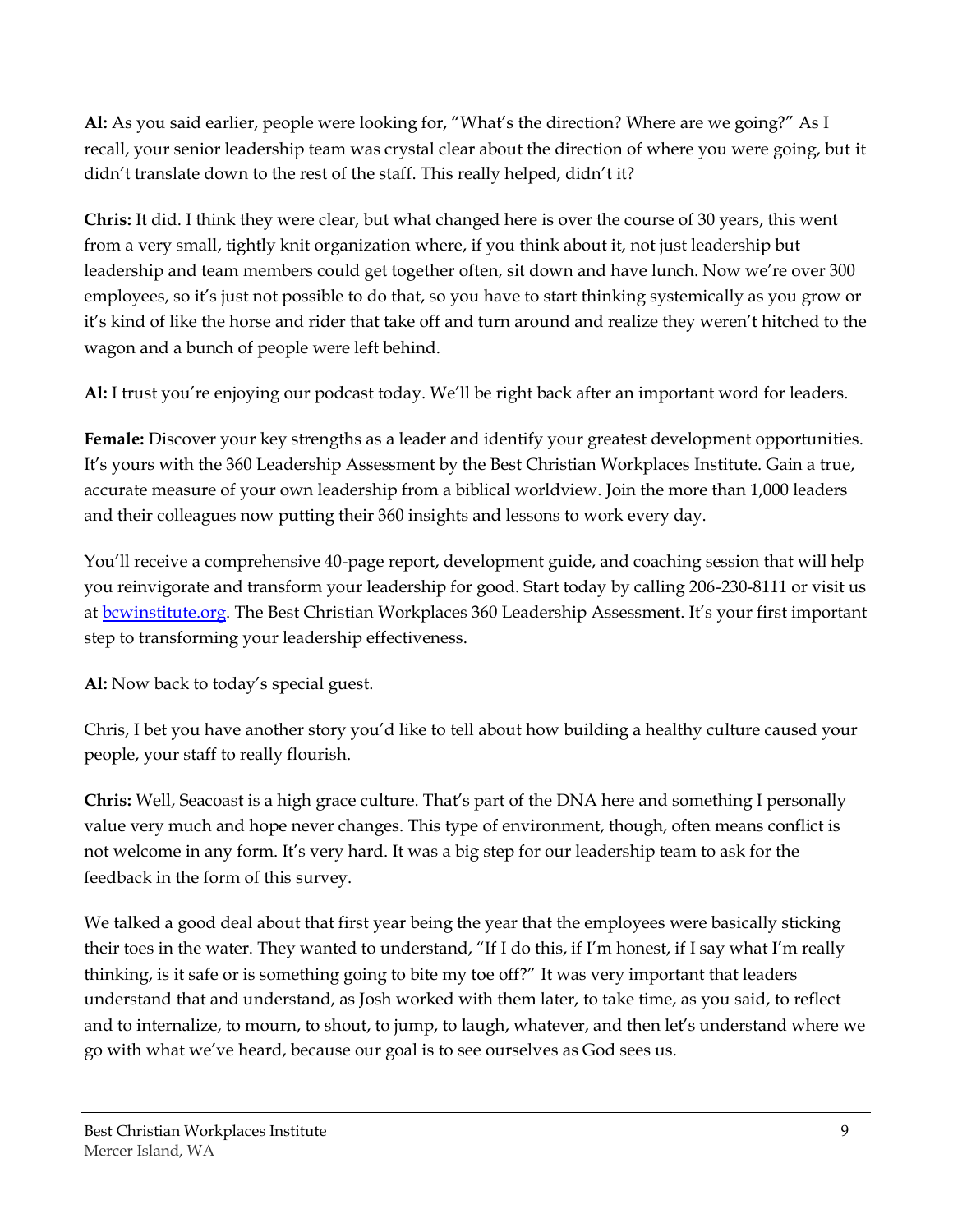**Al:** As you said earlier, people were looking for, "What's the direction? Where are we going?" As I recall, your senior leadership team was crystal clear about the direction of where you were going, but it didn't translate down to the rest of the staff. This really helped, didn't it?

**Chris:** It did. I think they were clear, but what changed here is over the course of 30 years, this went from a very small, tightly knit organization where, if you think about it, not just leadership but leadership and team members could get together often, sit down and have lunch. Now we're over 300 employees, so it's just not possible to do that, so you have to start thinking systemically as you grow or it's kind of like the horse and rider that take off and turn around and realize they weren't hitched to the wagon and a bunch of people were left behind.

**Al:** I trust you're enjoying our podcast today. We'll be right back after an important word for leaders.

**Female:** Discover your key strengths as a leader and identify your greatest development opportunities. It's yours with the 360 Leadership Assessment by the Best Christian Workplaces Institute. Gain a true, accurate measure of your own leadership from a biblical worldview. Join the more than 1,000 leaders and their colleagues now putting their 360 insights and lessons to work every day.

You'll receive a comprehensive 40-page report, development guide, and coaching session that will help you reinvigorate and transform your leadership for good. Start today by calling 206-230-8111 or visit us at [bcwinstitute.org](bcwinstitute.org). The Best Christian Workplaces 360 Leadership Assessment. It's your first important step to transforming your leadership effectiveness.

**Al:** Now back to today's special guest.

Chris, I bet you have another story you'd like to tell about how building a healthy culture caused your people, your staff to really flourish.

**Chris:** Well, Seacoast is a high grace culture. That's part of the DNA here and something I personally value very much and hope never changes. This type of environment, though, often means conflict is not welcome in any form. It's very hard. It was a big step for our leadership team to ask for the feedback in the form of this survey.

We talked a good deal about that first year being the year that the employees were basically sticking their toes in the water. They wanted to understand, "If I do this, if I'm honest, if I say what I'm really thinking, is it safe or is something going to bite my toe off?" It was very important that leaders understand that and understand, as Josh worked with them later, to take time, as you said, to reflect and to internalize, to mourn, to shout, to jump, to laugh, whatever, and then let's understand where we go with what we've heard, because our goal is to see ourselves as God sees us.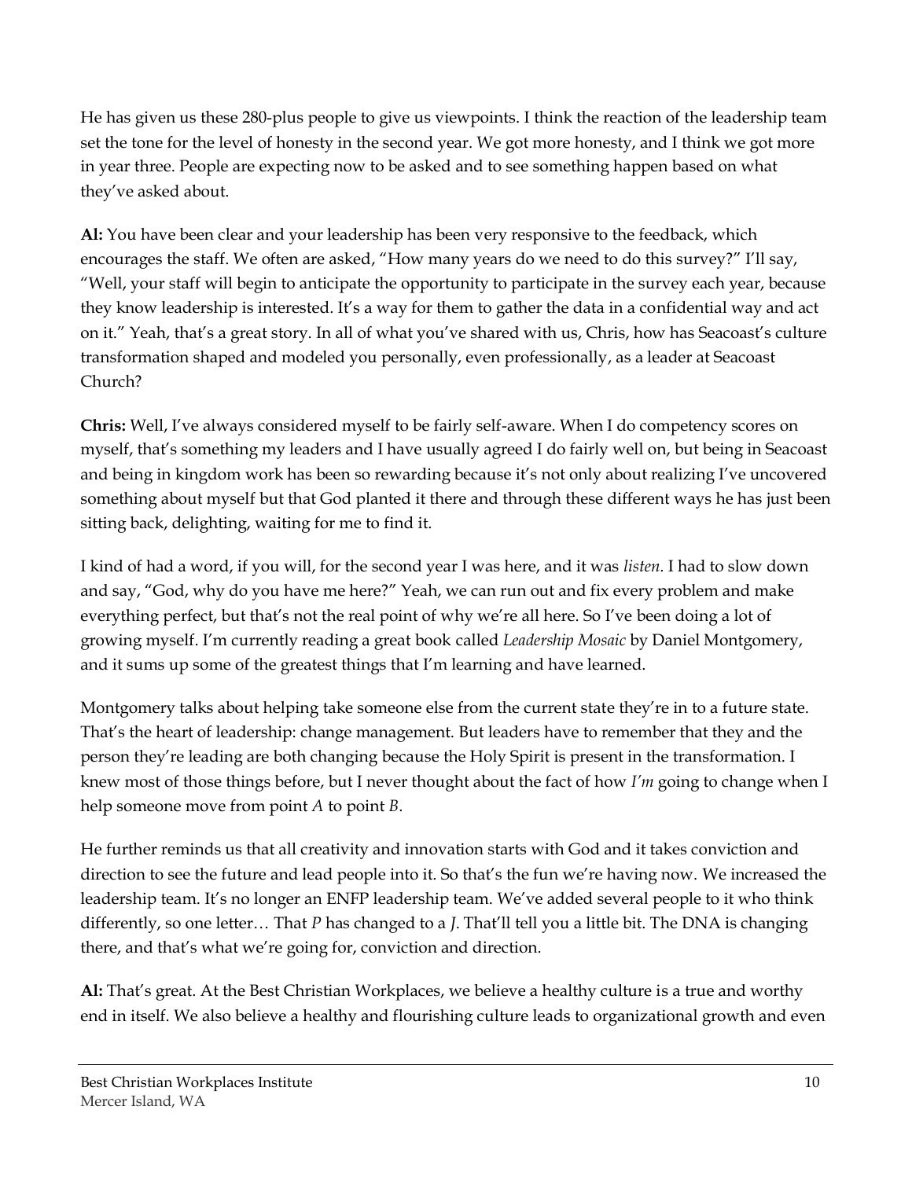He has given us these 280-plus people to give us viewpoints. I think the reaction of the leadership team set the tone for the level of honesty in the second year. We got more honesty, and I think we got more in year three. People are expecting now to be asked and to see something happen based on what they've asked about.

**Al:** You have been clear and your leadership has been very responsive to the feedback, which encourages the staff. We often are asked, "How many years do we need to do this survey?" I'll say, "Well, your staff will begin to anticipate the opportunity to participate in the survey each year, because they know leadership is interested. It's a way for them to gather the data in a confidential way and act on it." Yeah, that's a great story. In all of what you've shared with us, Chris, how has Seacoast's culture transformation shaped and modeled you personally, even professionally, as a leader at Seacoast Church?

**Chris:** Well, I've always considered myself to be fairly self-aware. When I do competency scores on myself, that's something my leaders and I have usually agreed I do fairly well on, but being in Seacoast and being in kingdom work has been so rewarding because it's not only about realizing I've uncovered something about myself but that God planted it there and through these different ways he has just been sitting back, delighting, waiting for me to find it.

I kind of had a word, if you will, for the second year I was here, and it was *listen*. I had to slow down and say, "God, why do you have me here?" Yeah, we can run out and fix every problem and make everything perfect, but that's not the real point of why we're all here. So I've been doing a lot of growing myself. I'm currently reading a great book called *Leadership Mosaic* by Daniel Montgomery, and it sums up some of the greatest things that I'm learning and have learned.

Montgomery talks about helping take someone else from the current state they're in to a future state. That's the heart of leadership: change management. But leaders have to remember that they and the person they're leading are both changing because the Holy Spirit is present in the transformation. I knew most of those things before, but I never thought about the fact of how *I'm* going to change when I help someone move from point *A* to point *B*.

He further reminds us that all creativity and innovation starts with God and it takes conviction and direction to see the future and lead people into it. So that's the fun we're having now. We increased the leadership team. It's no longer an ENFP leadership team. We've added several people to it who think differently, so one letter… That *P* has changed to a *J*. That'll tell you a little bit. The DNA is changing there, and that's what we're going for, conviction and direction.

**Al:** That's great. At the Best Christian Workplaces, we believe a healthy culture is a true and worthy end in itself. We also believe a healthy and flourishing culture leads to organizational growth and even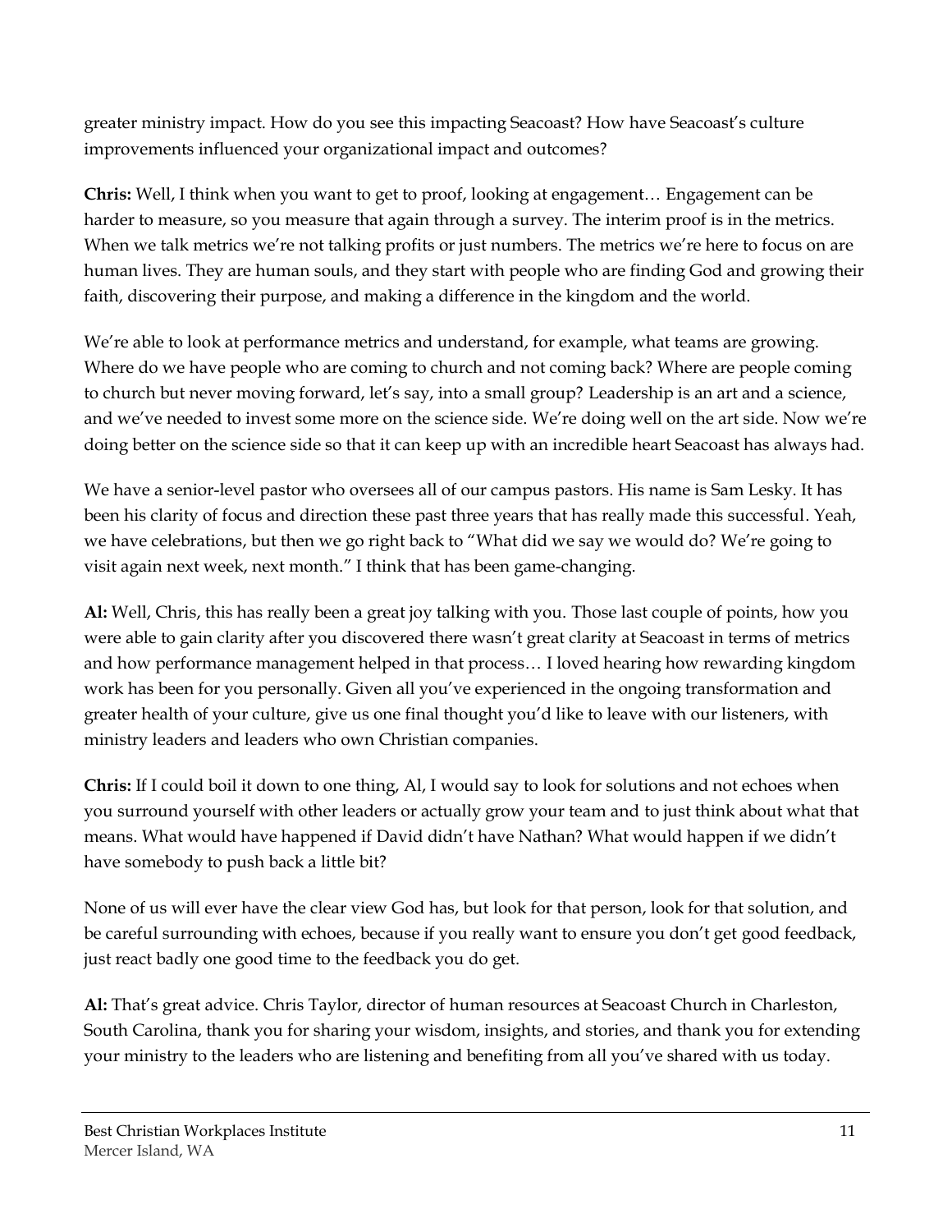greater ministry impact. How do you see this impacting Seacoast? How have Seacoast's culture improvements influenced your organizational impact and outcomes?

**Chris:** Well, I think when you want to get to proof, looking at engagement… Engagement can be harder to measure, so you measure that again through a survey. The interim proof is in the metrics. When we talk metrics we're not talking profits or just numbers. The metrics we're here to focus on are human lives. They are human souls, and they start with people who are finding God and growing their faith, discovering their purpose, and making a difference in the kingdom and the world.

We're able to look at performance metrics and understand, for example, what teams are growing. Where do we have people who are coming to church and not coming back? Where are people coming to church but never moving forward, let's say, into a small group? Leadership is an art and a science, and we've needed to invest some more on the science side. We're doing well on the art side. Now we're doing better on the science side so that it can keep up with an incredible heart Seacoast has always had.

We have a senior-level pastor who oversees all of our campus pastors. His name is Sam Lesky. It has been his clarity of focus and direction these past three years that has really made this successful. Yeah, we have celebrations, but then we go right back to "What did we say we would do? We're going to visit again next week, next month." I think that has been game-changing.

**Al:** Well, Chris, this has really been a great joy talking with you. Those last couple of points, how you were able to gain clarity after you discovered there wasn't great clarity at Seacoast in terms of metrics and how performance management helped in that process… I loved hearing how rewarding kingdom work has been for you personally. Given all you've experienced in the ongoing transformation and greater health of your culture, give us one final thought you'd like to leave with our listeners, with ministry leaders and leaders who own Christian companies.

**Chris:** If I could boil it down to one thing, Al, I would say to look for solutions and not echoes when you surround yourself with other leaders or actually grow your team and to just think about what that means. What would have happened if David didn't have Nathan? What would happen if we didn't have somebody to push back a little bit?

None of us will ever have the clear view God has, but look for that person, look for that solution, and be careful surrounding with echoes, because if you really want to ensure you don't get good feedback, just react badly one good time to the feedback you do get.

**Al:** That's great advice. Chris Taylor, director of human resources at Seacoast Church in Charleston, South Carolina, thank you for sharing your wisdom, insights, and stories, and thank you for extending your ministry to the leaders who are listening and benefiting from all you've shared with us today.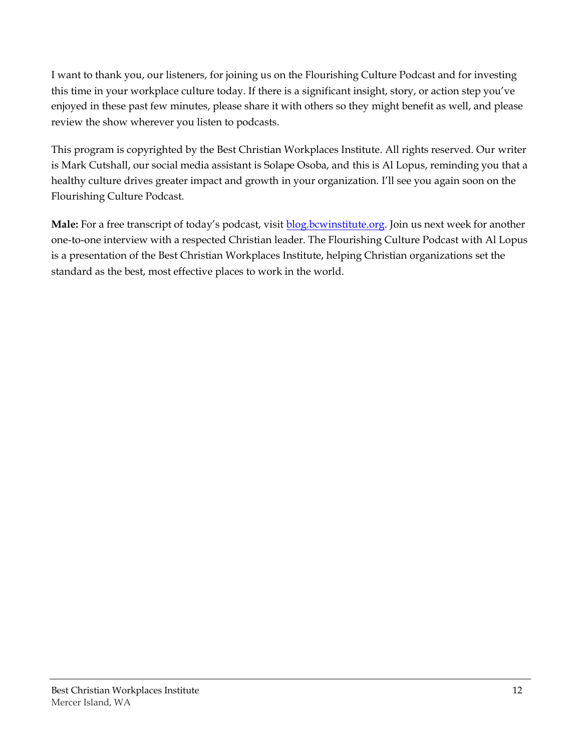I want to thank you, our listeners, for joining us on the Flourishing Culture Podcast and for investing this time in your workplace culture today. If there is a significant insight, story, or action step you've enjoyed in these past few minutes, please share it with others so they might benefit as well, and please review the show wherever you listen to podcasts.

This program is copyrighted by the Best Christian Workplaces Institute. All rights reserved. Our writer is Mark Cutshall, our social media assistant is Solape Osoba, and this is Al Lopus, reminding you that a healthy culture drives greater impact and growth in your organization. I'll see you again soon on the Flourishing Culture Podcast.

**Male:** For a free transcript of today's podcast, visit [blog.bcwinstitute.org](blog.bcwinstitute.org). Join us next week for another one-to-one interview with a respected Christian leader. The Flourishing Culture Podcast with Al Lopus is a presentation of the Best Christian Workplaces Institute, helping Christian organizations set the standard as the best, most effective places to work in the world.